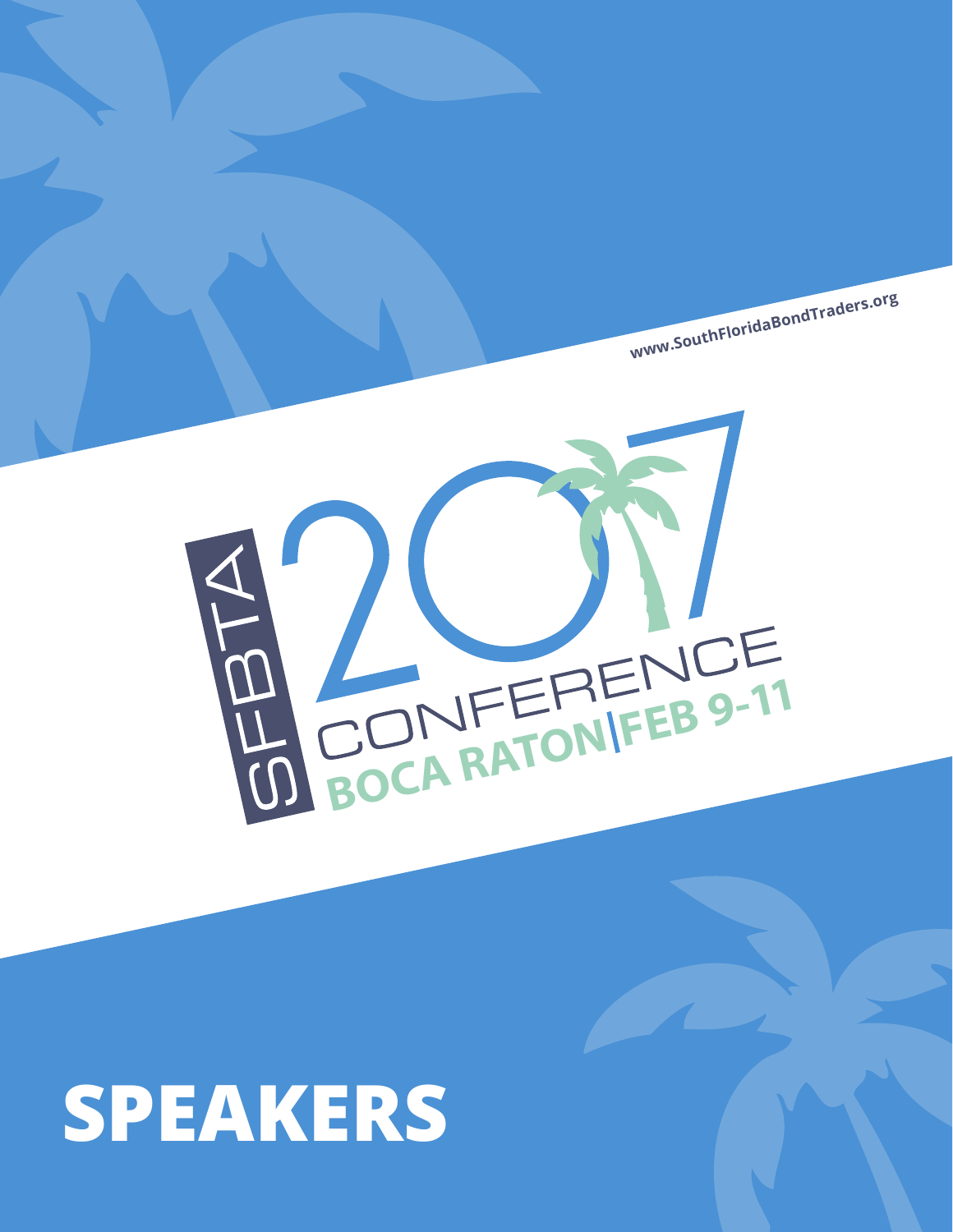www.SouthFloridaBondTraders.org

SFBTA 2017 CONFERENCE

BOCA RATON | FEB 9-11

# SPEAKERS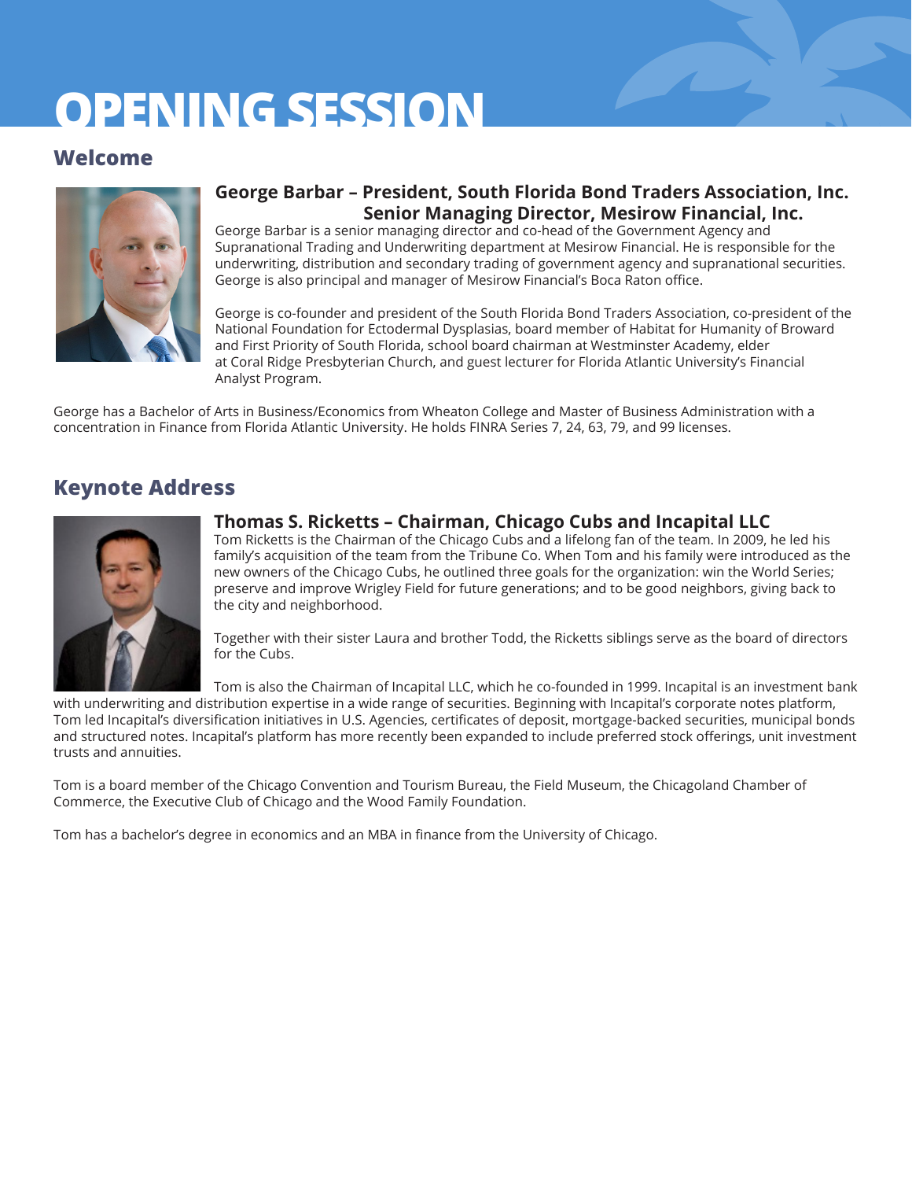# OPENING SESSION

## Welcome

### George Barbar – President, South Florida Bond Traders Association, Inc. Senior Managing Director, Mesirow Financial, Inc.

George Barbar is a senior managing director and co-head of the Government Agency and Supranational Trading and Underwriting department at Mesirow Financial. He is responsible for the underwriting, distribution and secondary trading of government agency and supranational securities. George is also principal and manager of Mesirow Financial's Boca Raton office.

George is co-founder and president of the South Florida Bond Traders Association, co-president of the National Foundation for Ectodermal Dysplasias, board member of Habitat for Humanity of Broward and First Priority of South Florida, school board chairman at Westminster Academy, elder at Coral Ridge Presbyterian Church, and guest lecturer for Florida Atlantic University's Financial Analyst Program.

George has a Bachelor of Arts in Business/Economics from Wheaton College and Master of Business Administration with a concentration in Finance from Florida Atlantic University. He holds FINRA Series 7, 24, 63, 79, and 99 licenses.

## Keynote Address

### Thomas S. Ricketts – Chairman, Chicago Cubs and Incapital LLC

Tom Ricketts is the Chairman of the Chicago Cubs and a lifelong fan of the team. In 2009, he led his family's acquisition of the team from the Tribune Co. When Tom and his family were introduced as the new owners of the Chicago Cubs, he outlined three goals for the organization: win the World Series; preserve and improve Wrigley Field for future generations; and to be good neighbors, giving back to the city and neighborhood.

Together with their sister Laura and brother Todd, the Ricketts siblings serve as the board of directors for the Cubs.

Tom is also the Chairman of Incapital LLC, which he co-founded in 1999. Incapital is an investment bank with underwriting and distribution expertise in a wide range of securities. Beginning with Incapital's corporate notes platform, Tom led Incapital's diversification initiatives in U.S. Agencies, certificates of deposit, mortgage-backed securities, municipal bonds and structured notes. Incapital's platform has more recently been expanded to include preferred stock offerings, unit investment trusts and annuities.

Tom is a board member of the Chicago Convention and Tourism Bureau, the Field Museum, the Chicagoland Chamber of Commerce, the Executive Club of Chicago and the Wood Family Foundation.

Tom has a bachelor's degree in economics and an MBA in finance from the University of Chicago.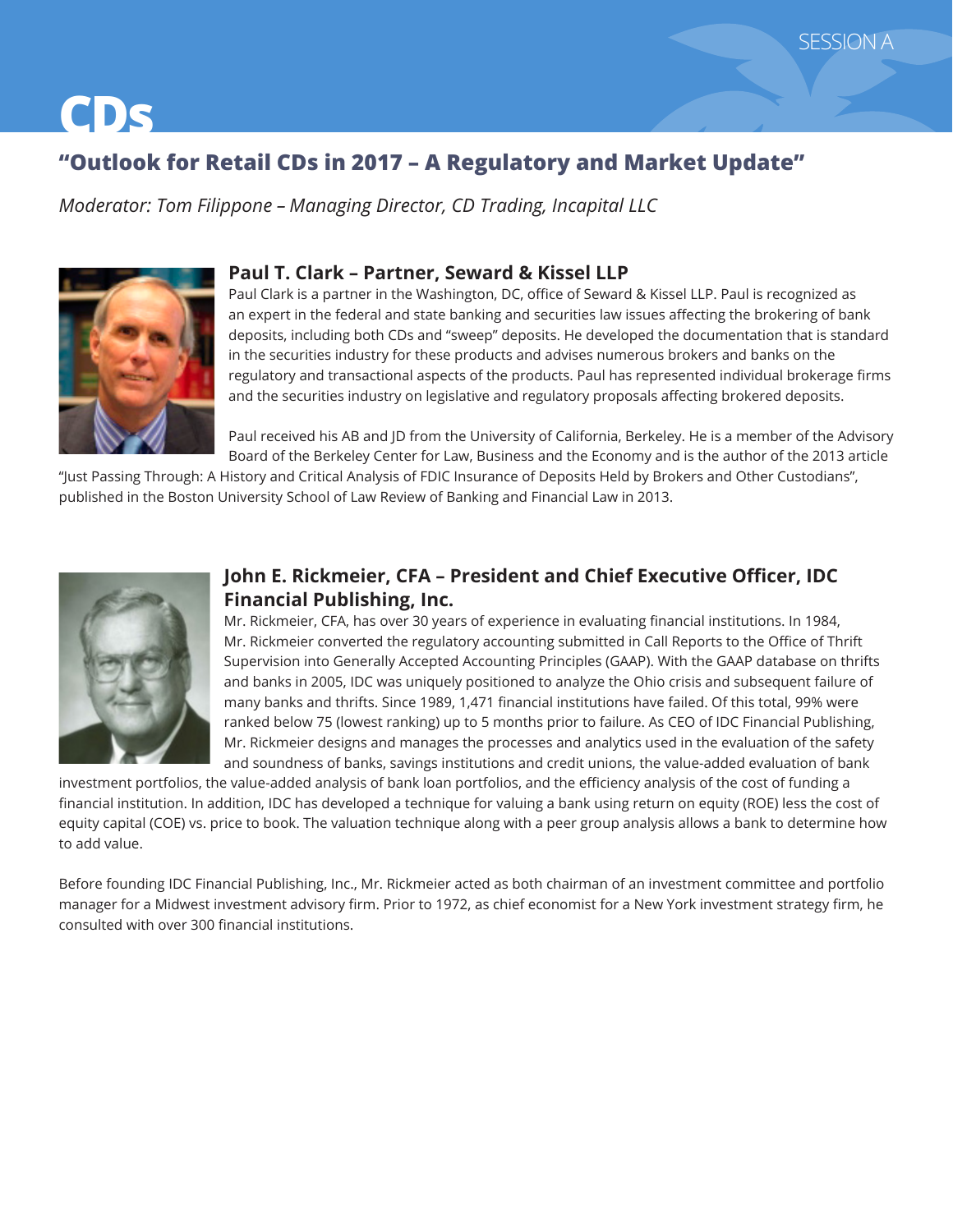# CDs

## "Outlook for Retail CDs in 2017 – A Regulatory and Market Update"

*Moderator: Tom Filippone – Managing Director, CD Trading, Incapital LLC*

### Paul T. Clark – Partner, Seward & Kissel LLP

Paul Clark is a partner in the Washington, DC, office of Seward & Kissel LLP. Paul is recognized as an expert in the federal and state banking and securities law issues affecting the brokering of bank deposits, including both CDs and "sweep" deposits. He developed the documentation that is standard in the securities industry for these products and advises numerous brokers and banks on the regulatory and transactional aspects of the products. Paul has represented individual brokerage firms and the securities industry on legislative and regulatory proposals affecting brokered deposits.

Paul received his AB and JD from the University of California, Berkeley. He is a member of the Advisory Board of the Berkeley Center for Law, Business and the Economy and is the author of the 2013 article "Just Passing Through: A History and Critical Analysis of FDIC Insurance of Deposits Held by Brokers and Other Custodians", published in the Boston University School of Law Review of Banking and Financial Law in 2013.

### John E. Rickmeier, CFA – President and Chief Executive Officer, IDC Financial Publishing, Inc.

Mr. Rickmeier, CFA, has over 30 years of experience in evaluating financial institutions. In 1984, Mr. Rickmeier converted the regulatory accounting submitted in Call Reports to the Office of Thrift Supervision into Generally Accepted Accounting Principles (GAAP). With the GAAP database on thrifts and banks in 2005, IDC was uniquely positioned to analyze the Ohio crisis and subsequent failure of many banks and thrifts. Since 1989, 1,471 financial institutions have failed. Of this total, 99% were ranked below 75 (lowest ranking) up to 5 months prior to failure. As CEO of IDC Financial Publishing, Mr. Rickmeier designs and manages the processes and analytics used in the evaluation of the safety and soundness of banks, savings institutions and credit unions, the value-added evaluation of bank investment portfolios, the value-added analysis of bank loan portfolios, and the efficiency analysis of the cost of funding a financial institution. In addition, IDC has developed a technique for valuing a bank using return on equity (ROE) less the cost of equity capital (COE) vs. price to book. The valuation technique along with a peer group analysis allows a bank to determine how to add value.

Before founding IDC Financial Publishing, Inc., Mr. Rickmeier acted as both chairman of an investment committee and portfolio manager for a Midwest investment advisory firm. Prior to 1972, as chief economist for a New York investment strategy firm, he consulted with over 300 financial institutions.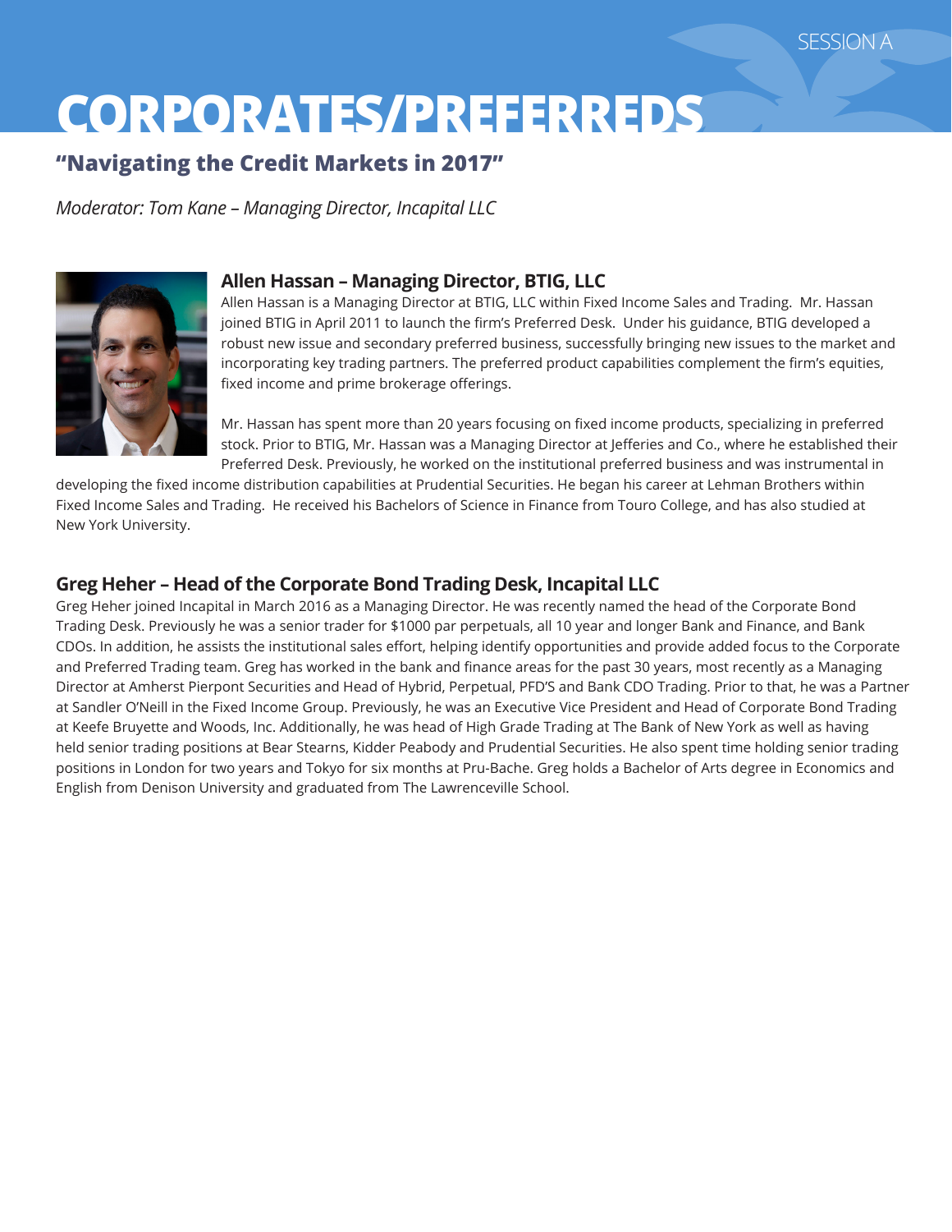SESSION A

# CORPORATES/PREFERREDS

## "Navigating the Credit Markets in 2017"

*Moderator: Tom Kane – Managing Director, Incapital LLC*

### Allen Hassan – Managing Director, BTIG, LLC

Allen Hassan is a Managing Director at BTIG, LLC within Fixed Income Sales and Trading. Mr. Hassan joined BTIG in April 2011 to launch the firm's Preferred Desk. Under his guidance, BTIG developed a robust new issue and secondary preferred business, successfully bringing new issues to the market and incorporating key trading partners. The preferred product capabilities complement the firm's equities, fixed income and prime brokerage offerings.

Mr. Hassan has spent more than 20 years focusing on fixed income products, specializing in preferred stock. Prior to BTIG, Mr. Hassan was a Managing Director at Jefferies and Co., where he established their Preferred Desk. Previously, he worked on the institutional preferred business and was instrumental in developing the fixed income distribution capabilities at Prudential Securities. He began his career at Lehman Brothers within Fixed Income Sales and Trading. He received his Bachelors of Science in Finance from Touro College, and has also studied at New York University.

### Greg Heher – Head of the Corporate Bond Trading Desk, Incapital LLC

Greg Heher joined Incapital in March 2016 as a Managing Director. He was recently named the head of the Corporate Bond Trading Desk. Previously he was a senior trader for $1000 par perpetuals, all 10 year and longer Bank and Finance, and Bank CDOs. In addition, he assists the institutional sales effort, helping identify opportunities and provide added focus to the Corporate and Preferred Trading team. Greg has worked in the bank and finance areas for the past 30 years, most recently as a Managing Director at Amherst Pierpont Securities and Head of Hybrid, Perpetual, PFD'S and Bank CDO Trading. Prior to that, he was a Partner at Sandler O'Neill in the Fixed Income Group. Previously, he was an Executive Vice President and Head of Corporate Bond Trading at Keefe Bruyette and Woods, Inc. Additionally, he was head of High Grade Trading at The Bank of New York as well as having held senior trading positions at Bear Stearns, Kidder Peabody and Prudential Securities. He also spent time holding senior trading positions in London for two years and Tokyo for six months at Pru-Bache. Greg holds a Bachelor of Arts degree in Economics and English from Denison University and graduated from The Lawrenceville School.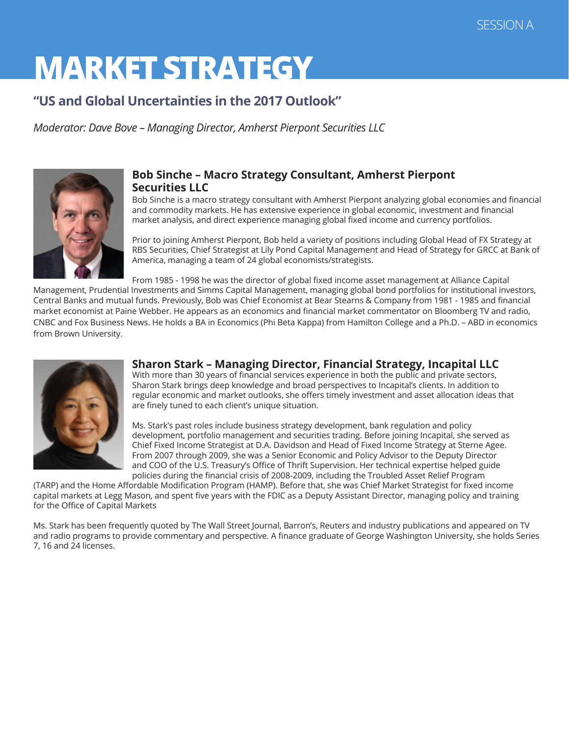SESSION A

# MARKET STRATEGY

## "US and Global Uncertainties in the 2017 Outlook"

*Moderator: Dave Bove – Managing Director, Amherst Pierpont Securities LLC*

### Bob Sinche – Macro Strategy Consultant, Amherst Pierpont Securities LLC

Bob Sinche is a macro strategy consultant with Amherst Pierpont analyzing global economies and financial and commodity markets. He has extensive experience in global economic, investment and financial market analysis, and direct experience managing global fixed income and currency portfolios.

Prior to joining Amherst Pierpont, Bob held a variety of positions including Global Head of FX Strategy at RBS Securities, Chief Strategist at Lily Pond Capital Management and Head of Strategy for GRCC at Bank of America, managing a team of 24 global economists/strategists.

From 1985 - 1998 he was the director of global fixed income asset management at Alliance Capital Management, Prudential Investments and Simms Capital Management, managing global bond portfolios for institutional investors, Central Banks and mutual funds. Previously, Bob was Chief Economist at Bear Stearns & Company from 1981 - 1985 and financial market economist at Paine Webber. He appears as an economics and financial market commentator on Bloomberg TV and radio, CNBC and Fox Business News. He holds a BA in Economics (Phi Beta Kappa) from Hamilton College and a Ph.D. – ABD in economics from Brown University.

### Sharon Stark – Managing Director, Financial Strategy, Incapital LLC

With more than 30 years of financial services experience in both the public and private sectors, Sharon Stark brings deep knowledge and broad perspectives to Incapital's clients. In addition to regular economic and market outlooks, she offers timely investment and asset allocation ideas that are finely tuned to each client's unique situation.

Ms. Stark's past roles include business strategy development, bank regulation and policy development, portfolio management and securities trading. Before joining Incapital, she served as Chief Fixed Income Strategist at D.A. Davidson and Head of Fixed Income Strategy at Sterne Agee. From 2007 through 2009, she was a Senior Economic and Policy Advisor to the Deputy Director and COO of the U.S. Treasury's Office of Thrift Supervision. Her technical expertise helped guide policies during the financial crisis of 2008-2009, including the Troubled Asset Relief Program (TARP) and the Home Affordable Modification Program (HAMP). Before that, she was Chief Market Strategist for fixed income capital markets at Legg Mason, and spent five years with the FDIC as a Deputy Assistant Director, managing policy and training for the Office of Capital Markets

Ms. Stark has been frequently quoted by The Wall Street Journal, Barron's, Reuters and industry publications and appeared on TV and radio programs to provide commentary and perspective. A finance graduate of George Washington University, she holds Series 7, 16 and 24 licenses.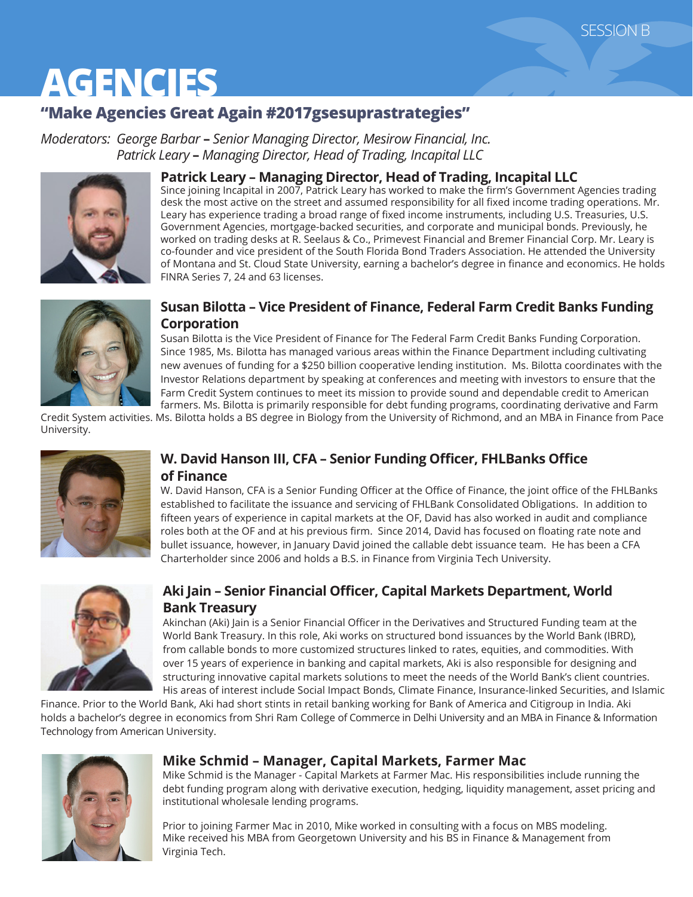SESSION B

# AGENCIES

## "Make Agencies Great Again #2017gsesuprastrategies"

*Moderators: George Barbar* **–** *Senior Managing Director, Mesirow Financial, Inc.*
*Patrick Leary* **–** *Managing Director, Head of Trading, Incapital LLC*

### Patrick Leary – Managing Director, Head of Trading, Incapital LLC

Since joining Incapital in 2007, Patrick Leary has worked to make the firm's Government Agencies trading desk the most active on the street and assumed responsibility for all fixed income trading operations. Mr. Leary has experience trading a broad range of fixed income instruments, including U.S. Treasuries, U.S. Government Agencies, mortgage-backed securities, and corporate and municipal bonds. Previously, he worked on trading desks at R. Seelaus & Co., Primevest Financial and Bremer Financial Corp. Mr. Leary is co-founder and vice president of the South Florida Bond Traders Association. He attended the University of Montana and St. Cloud State University, earning a bachelor's degree in finance and economics. He holds FINRA Series 7, 24 and 63 licenses.

### Susan Bilotta – Vice President of Finance, Federal Farm Credit Banks Funding Corporation

Susan Bilotta is the Vice President of Finance for The Federal Farm Credit Banks Funding Corporation. Since 1985, Ms. Bilotta has managed various areas within the Finance Department including cultivating new avenues of funding for a $250 billion cooperative lending institution. Ms. Bilotta coordinates with the Investor Relations department by speaking at conferences and meeting with investors to ensure that the Farm Credit System continues to meet its mission to provide sound and dependable credit to American farmers. Ms. Bilotta is primarily responsible for debt funding programs, coordinating derivative and Farm Credit System activities. Ms. Bilotta holds a BS degree in Biology from the University of Richmond, and an MBA in Finance from Pace University.

### W. David Hanson III, CFA – Senior Funding Officer, FHLBanks Office of Finance

W. David Hanson, CFA is a Senior Funding Officer at the Office of Finance, the joint office of the FHLBanks established to facilitate the issuance and servicing of FHLBank Consolidated Obligations. In addition to fifteen years of experience in capital markets at the OF, David has also worked in audit and compliance roles both at the OF and at his previous firm. Since 2014, David has focused on floating rate note and bullet issuance, however, in January David joined the callable debt issuance team. He has been a CFA Charterholder since 2006 and holds a B.S. in Finance from Virginia Tech University.

### Aki Jain – Senior Financial Officer, Capital Markets Department, World Bank Treasury

Akinchan (Aki) Jain is a Senior Financial Officer in the Derivatives and Structured Funding team at the World Bank Treasury. In this role, Aki works on structured bond issuances by the World Bank (IBRD), from callable bonds to more customized structures linked to rates, equities, and commodities. With over 15 years of experience in banking and capital markets, Aki is also responsible for designing and structuring innovative capital markets solutions to meet the needs of the World Bank's client countries. His areas of interest include Social Impact Bonds, Climate Finance, Insurance-linked Securities, and Islamic Finance. Prior to the World Bank, Aki had short stints in retail banking working for Bank of America and Citigroup in India. Aki holds a bachelor's degree in economics from Shri Ram College of Commerce in Delhi University and an MBA in Finance & Information Technology from American University.

### Mike Schmid – Manager, Capital Markets, Farmer Mac

Mike Schmid is the Manager - Capital Markets at Farmer Mac. His responsibilities include running the debt funding program along with derivative execution, hedging, liquidity management, asset pricing and institutional wholesale lending programs.

Prior to joining Farmer Mac in 2010, Mike worked in consulting with a focus on MBS modeling. Mike received his MBA from Georgetown University and his BS in Finance & Management from Virginia Tech.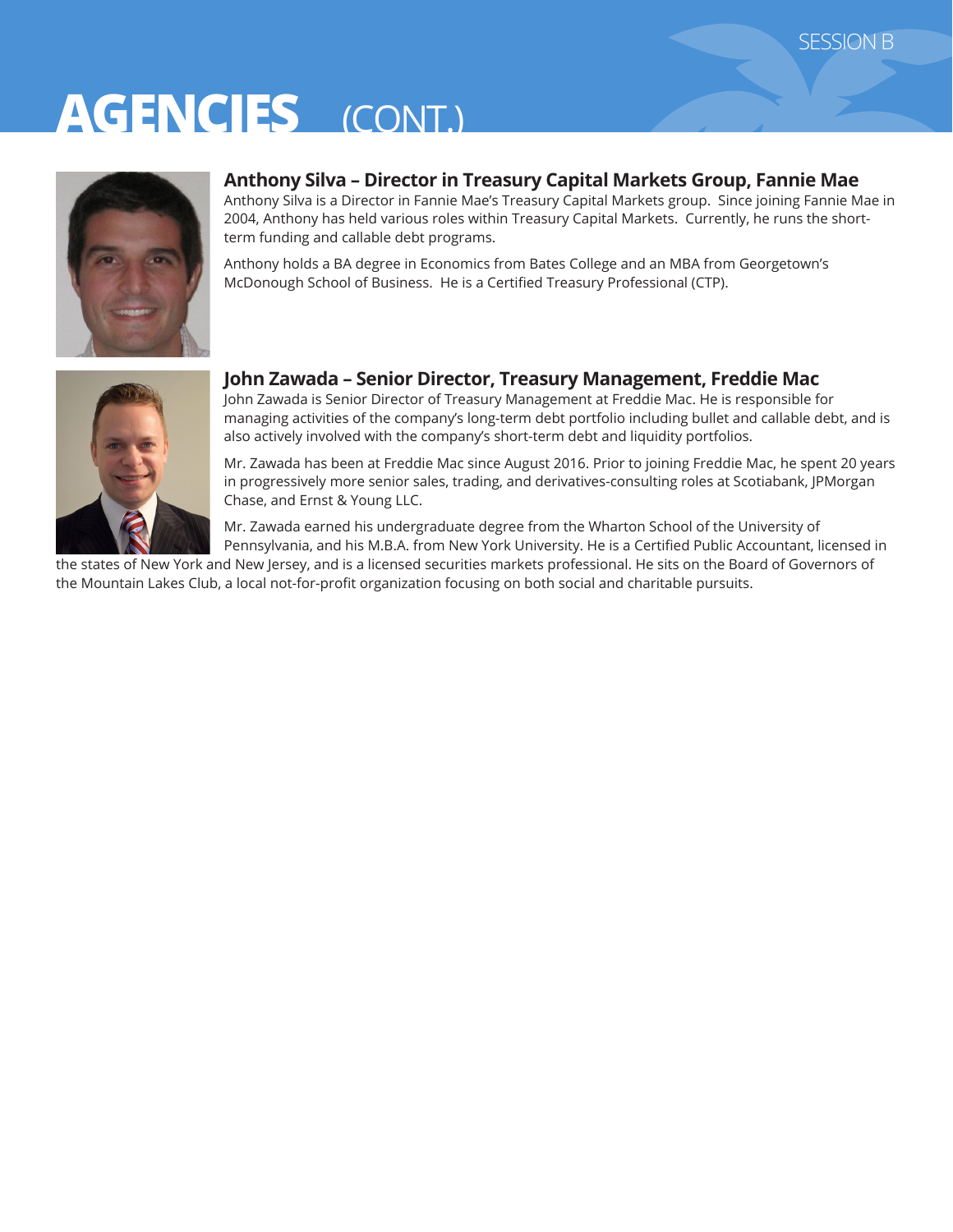# AGENCIES (CONT.)

### Anthony Silva – Director in Treasury Capital Markets Group, Fannie Mae

Anthony Silva is a Director in Fannie Mae's Treasury Capital Markets group. Since joining Fannie Mae in 2004, Anthony has held various roles within Treasury Capital Markets. Currently, he runs the short-term funding and callable debt programs.

Anthony holds a BA degree in Economics from Bates College and an MBA from Georgetown's McDonough School of Business. He is a Certified Treasury Professional (CTP).

### John Zawada – Senior Director, Treasury Management, Freddie Mac

John Zawada is Senior Director of Treasury Management at Freddie Mac. He is responsible for managing activities of the company's long-term debt portfolio including bullet and callable debt, and is also actively involved with the company's short-term debt and liquidity portfolios.

Mr. Zawada has been at Freddie Mac since August 2016. Prior to joining Freddie Mac, he spent 20 years in progressively more senior sales, trading, and derivatives-consulting roles at Scotiabank, JPMorgan Chase, and Ernst & Young LLC.

Mr. Zawada earned his undergraduate degree from the Wharton School of the University of Pennsylvania, and his M.B.A. from New York University. He is a Certified Public Accountant, licensed in the states of New York and New Jersey, and is a licensed securities markets professional. He sits on the Board of Governors of the Mountain Lakes Club, a local not-for-profit organization focusing on both social and charitable pursuits.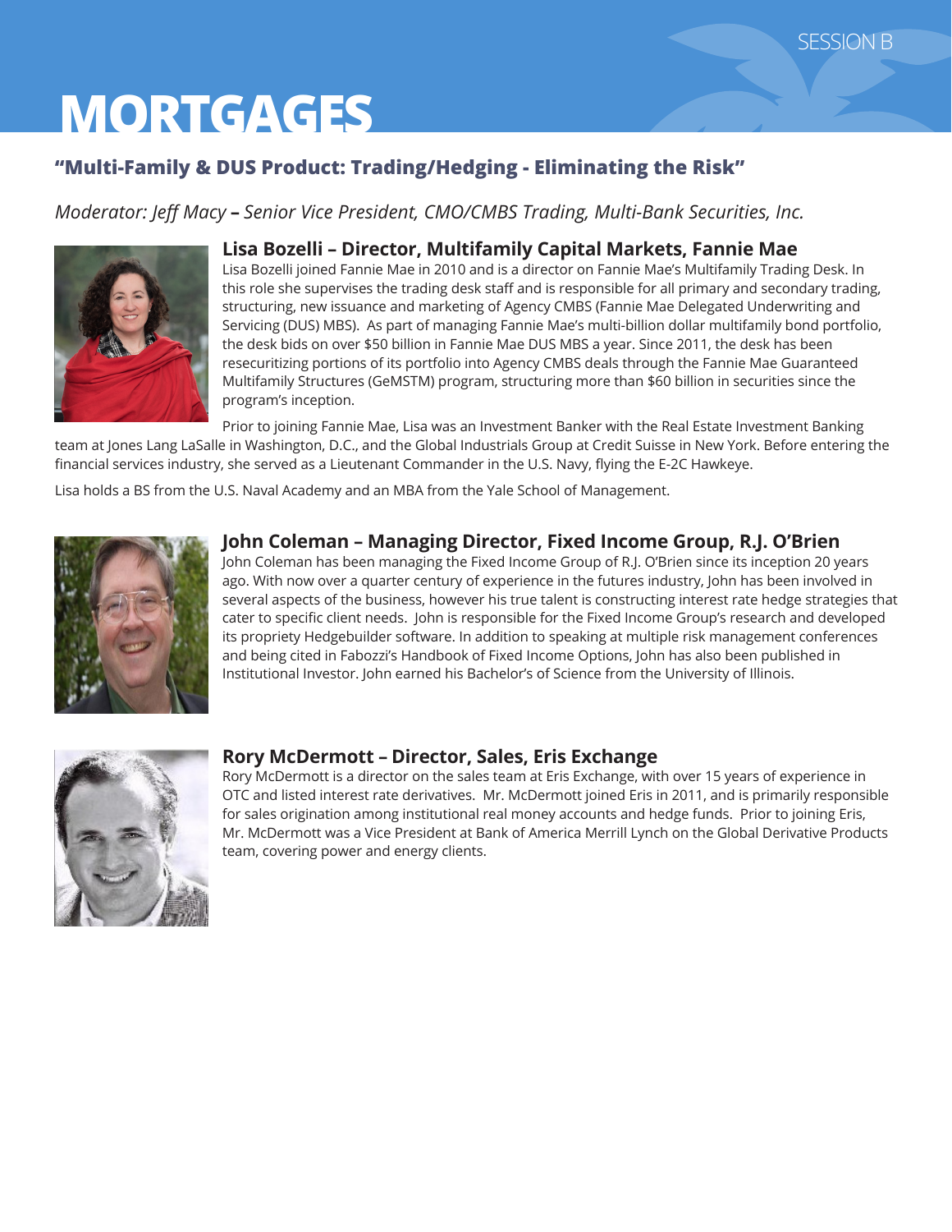SESSION B

# MORTGAGES

## "Multi-Family & DUS Product: Trading/Hedging - Eliminating the Risk"

*Moderator: Jeff Macy* **–** *Senior Vice President, CMO/CMBS Trading, Multi-Bank Securities, Inc.*

### Lisa Bozelli – Director, Multifamily Capital Markets, Fannie Mae

Lisa Bozelli joined Fannie Mae in 2010 and is a director on Fannie Mae's Multifamily Trading Desk. In this role she supervises the trading desk staff and is responsible for all primary and secondary trading, structuring, new issuance and marketing of Agency CMBS (Fannie Mae Delegated Underwriting and Servicing (DUS) MBS). As part of managing Fannie Mae's multi-billion dollar multifamily bond portfolio, the desk bids on over $50 billion in Fannie Mae DUS MBS a year. Since 2011, the desk has been resecuritizing portions of its portfolio into Agency CMBS deals through the Fannie Mae Guaranteed Multifamily Structures (GeMSTM) program, structuring more than $60 billion in securities since the program's inception.

Prior to joining Fannie Mae, Lisa was an Investment Banker with the Real Estate Investment Banking team at Jones Lang LaSalle in Washington, D.C., and the Global Industrials Group at Credit Suisse in New York. Before entering the financial services industry, she served as a Lieutenant Commander in the U.S. Navy, flying the E-2C Hawkeye.

Lisa holds a BS from the U.S. Naval Academy and an MBA from the Yale School of Management.

### John Coleman – Managing Director, Fixed Income Group, R.J. O'Brien

John Coleman has been managing the Fixed Income Group of R.J. O'Brien since its inception 20 years ago. With now over a quarter century of experience in the futures industry, John has been involved in several aspects of the business, however his true talent is constructing interest rate hedge strategies that cater to specific client needs. John is responsible for the Fixed Income Group's research and developed its propriety Hedgebuilder software. In addition to speaking at multiple risk management conferences and being cited in Fabozzi's Handbook of Fixed Income Options, John has also been published in Institutional Investor. John earned his Bachelor's of Science from the University of Illinois.

### Rory McDermott – Director, Sales, Eris Exchange

Rory McDermott is a director on the sales team at Eris Exchange, with over 15 years of experience in OTC and listed interest rate derivatives. Mr. McDermott joined Eris in 2011, and is primarily responsible for sales origination among institutional real money accounts and hedge funds. Prior to joining Eris, Mr. McDermott was a Vice President at Bank of America Merrill Lynch on the Global Derivative Products team, covering power and energy clients.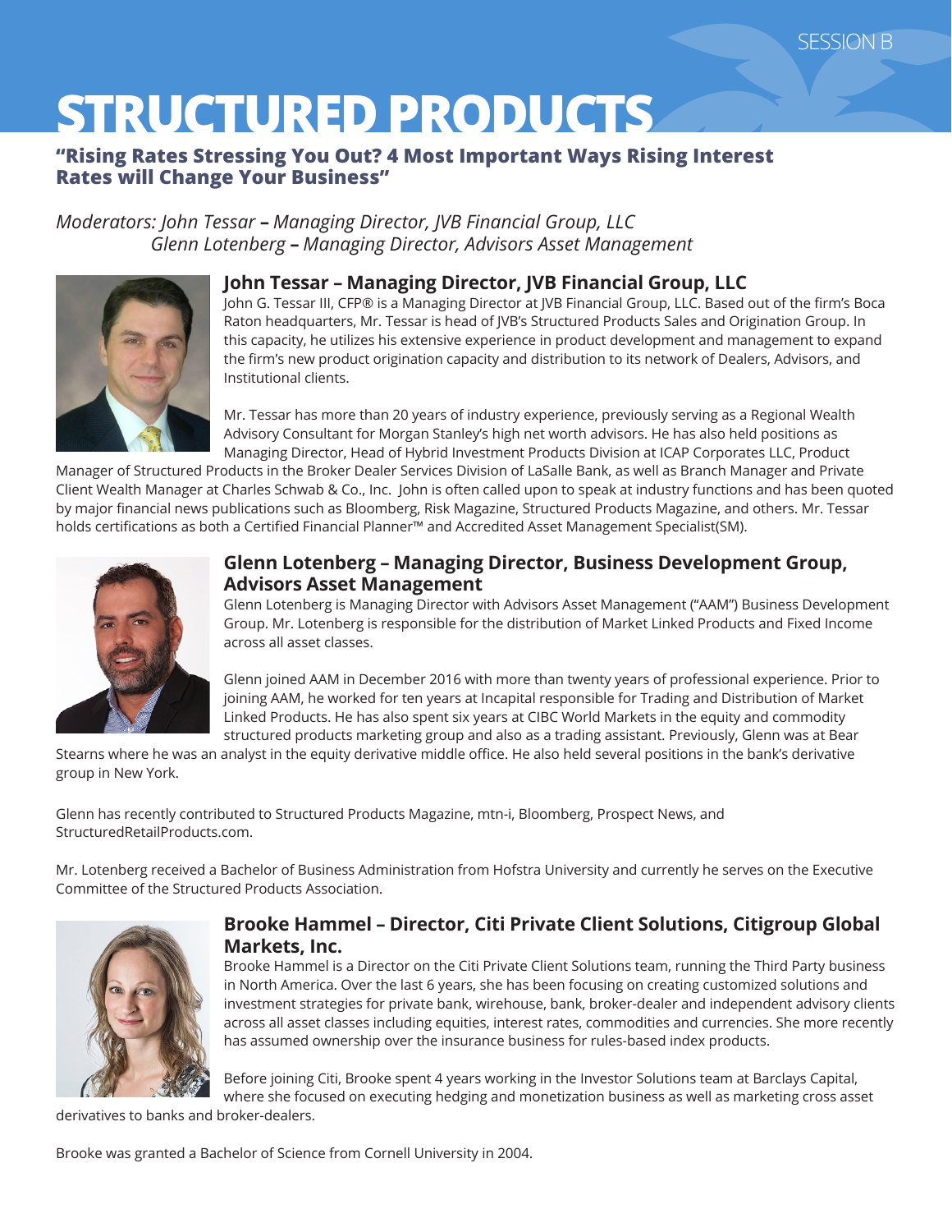SESSION B

# STRUCTURED PRODUCTS

**"Rising Rates Stressing You Out? 4 Most Important Ways Rising Interest Rates will Change Your Business"**

*Moderators: John Tessar* **–** *Managing Director, JVB Financial Group, LLC*
*Glenn Lotenberg* **–** *Managing Director, Advisors Asset Management*

## John Tessar – Managing Director, JVB Financial Group, LLC

John G. Tessar III, CFP® is a Managing Director at JVB Financial Group, LLC. Based out of the firm's Boca Raton headquarters, Mr. Tessar is head of JVB's Structured Products Sales and Origination Group. In this capacity, he utilizes his extensive experience in product development and management to expand the firm's new product origination capacity and distribution to its network of Dealers, Advisors, and Institutional clients.

Mr. Tessar has more than 20 years of industry experience, previously serving as a Regional Wealth Advisory Consultant for Morgan Stanley's high net worth advisors. He has also held positions as Managing Director, Head of Hybrid Investment Products Division at ICAP Corporates LLC, Product Manager of Structured Products in the Broker Dealer Services Division of LaSalle Bank, as well as Branch Manager and Private Client Wealth Manager at Charles Schwab & Co., Inc. John is often called upon to speak at industry functions and has been quoted by major financial news publications such as Bloomberg, Risk Magazine, Structured Products Magazine, and others. Mr. Tessar holds certifications as both a Certified Financial Planner™ and Accredited Asset Management Specialist(SM).

## Glenn Lotenberg – Managing Director, Business Development Group, Advisors Asset Management

Glenn Lotenberg is Managing Director with Advisors Asset Management ("AAM") Business Development Group. Mr. Lotenberg is responsible for the distribution of Market Linked Products and Fixed Income across all asset classes.

Glenn joined AAM in December 2016 with more than twenty years of professional experience. Prior to joining AAM, he worked for ten years at Incapital responsible for Trading and Distribution of Market Linked Products. He has also spent six years at CIBC World Markets in the equity and commodity structured products marketing group and also as a trading assistant. Previously, Glenn was at Bear Stearns where he was an analyst in the equity derivative middle office. He also held several positions in the bank's derivative group in New York.

Glenn has recently contributed to Structured Products Magazine, mtn-i, Bloomberg, Prospect News, and StructuredRetailProducts.com.

Mr. Lotenberg received a Bachelor of Business Administration from Hofstra University and currently he serves on the Executive Committee of the Structured Products Association.

## Brooke Hammel – Director, Citi Private Client Solutions, Citigroup Global Markets, Inc.

Brooke Hammel is a Director on the Citi Private Client Solutions team, running the Third Party business in North America. Over the last 6 years, she has been focusing on creating customized solutions and investment strategies for private bank, wirehouse, bank, broker-dealer and independent advisory clients across all asset classes including equities, interest rates, commodities and currencies. She more recently has assumed ownership over the insurance business for rules-based index products.

Before joining Citi, Brooke spent 4 years working in the Investor Solutions team at Barclays Capital, where she focused on executing hedging and monetization business as well as marketing cross asset derivatives to banks and broker-dealers.

Brooke was granted a Bachelor of Science from Cornell University in 2004.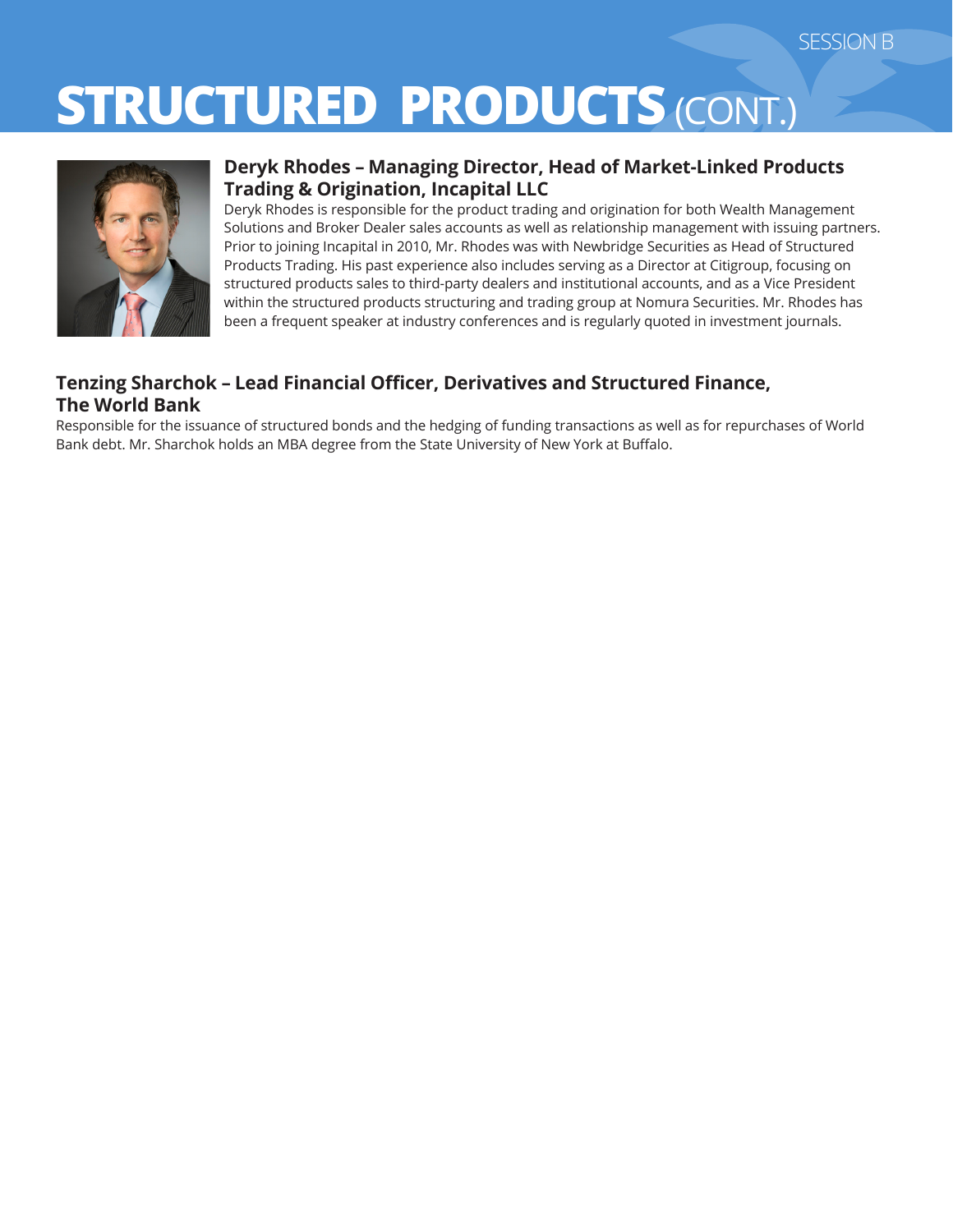SESSION B

# STRUCTURED PRODUCTS (CONT.)

### Deryk Rhodes – Managing Director, Head of Market-Linked Products Trading & Origination, Incapital LLC

Deryk Rhodes is responsible for the product trading and origination for both Wealth Management Solutions and Broker Dealer sales accounts as well as relationship management with issuing partners. Prior to joining Incapital in 2010, Mr. Rhodes was with Newbridge Securities as Head of Structured Products Trading. His past experience also includes serving as a Director at Citigroup, focusing on structured products sales to third-party dealers and institutional accounts, and as a Vice President within the structured products structuring and trading group at Nomura Securities. Mr. Rhodes has been a frequent speaker at industry conferences and is regularly quoted in investment journals.

### Tenzing Sharchok – Lead Financial Officer, Derivatives and Structured Finance, The World Bank

Responsible for the issuance of structured bonds and the hedging of funding transactions as well as for repurchases of World Bank debt. Mr. Sharchok holds an MBA degree from the State University of New York at Buffalo.